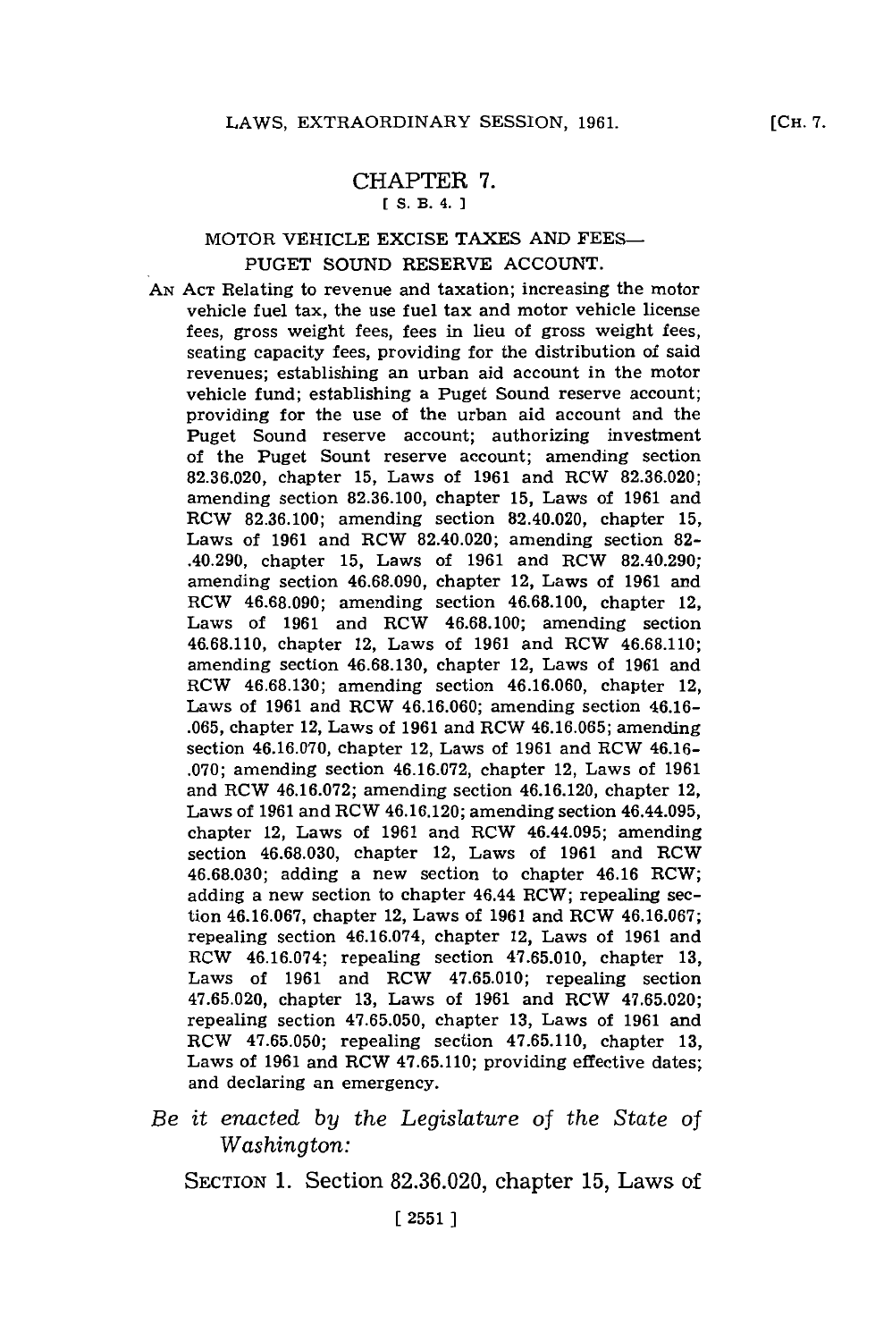# CHAPTER 7.

[ S. B. 4. ]

## MOTOR VEHICLE EXCISE TAXES AND FEES—PUGET SOUND RESERVE ACCOUNT.

AN ACT Relating to revenue and taxation; increasing the motor vehicle fuel tax, the use fuel tax and motor vehicle license fees, gross weight fees, fees in lieu of gross weight fees, seating capacity fees, providing for the distribution of said revenues; establishing an urban aid account in the motor vehicle fund; establishing a Puget Sound reserve account; providing for the use of the urban aid account and the Puget Sound reserve account; authorizing investment of the Puget Sount reserve account; amending section 82.36.020, chapter 15, Laws of 1961 and RCW 82.36.020; amending section 82.36.100, chapter 15, Laws of 1961 and RCW 82.36.100; amending section 82.40.020, chapter 15, Laws of 1961 and RCW 82.40.020; amending section 82-.40.290, chapter 15, Laws of 1961 and RCW 82.40.290; amending section 46.68.090, chapter 12, Laws of 1961 and RCW 46.68.090; amending section 46.68.100, chapter 12, Laws of 1961 and RCW 46.68.100; amending section 46.68.110, chapter 12, Laws of 1961 and RCW 46.68.110; amending section 46.68.130, chapter 12, Laws of 1961 and RCW 46.68.130; amending section 46.16.060, chapter 12, Laws of 1961 and RCW 46.16.060; amending section 46.16-.065, chapter 12, Laws of 1961 and RCW 46.16.065; amending section 46.16.070, chapter 12, Laws of 1961 and RCW 46.16-.070; amending section 46.16.072, chapter 12, Laws of 1961 and RCW 46.16.072; amending section 46.16.120, chapter 12, Laws of 1961 and RCW 46.16.120; amending section 46.44.095, chapter 12, Laws of 1961 and RCW 46.44.095; amending section 46.68.030, chapter 12, Laws of 1961 and RCW 46.68.030; adding a new section to chapter 46.16 RCW; adding a new section to chapter 46.44 RCW; repealing section 46.16.067, chapter 12, Laws of 1961 and RCW 46.16.067; repealing section 46.16.074, chapter 12, Laws of 1961 and RCW 46.16.074; repealing section 47.65.010, chapter 13, Laws of 1961 and RCW 47.65.010; repealing section 47.65.020, chapter 13, Laws of 1961 and RCW 47.65.020; repealing section 47.65.050, chapter 13, Laws of 1961 and RCW 47.65.050; repealing section 47.65.110, chapter 13, Laws of 1961 and RCW 47.65.110; providing effective dates; and declaring an emergency.

*Be it enacted by the Legislature of the State of Washington:*

SECTION 1. Section 82.36.020, chapter 15, Laws of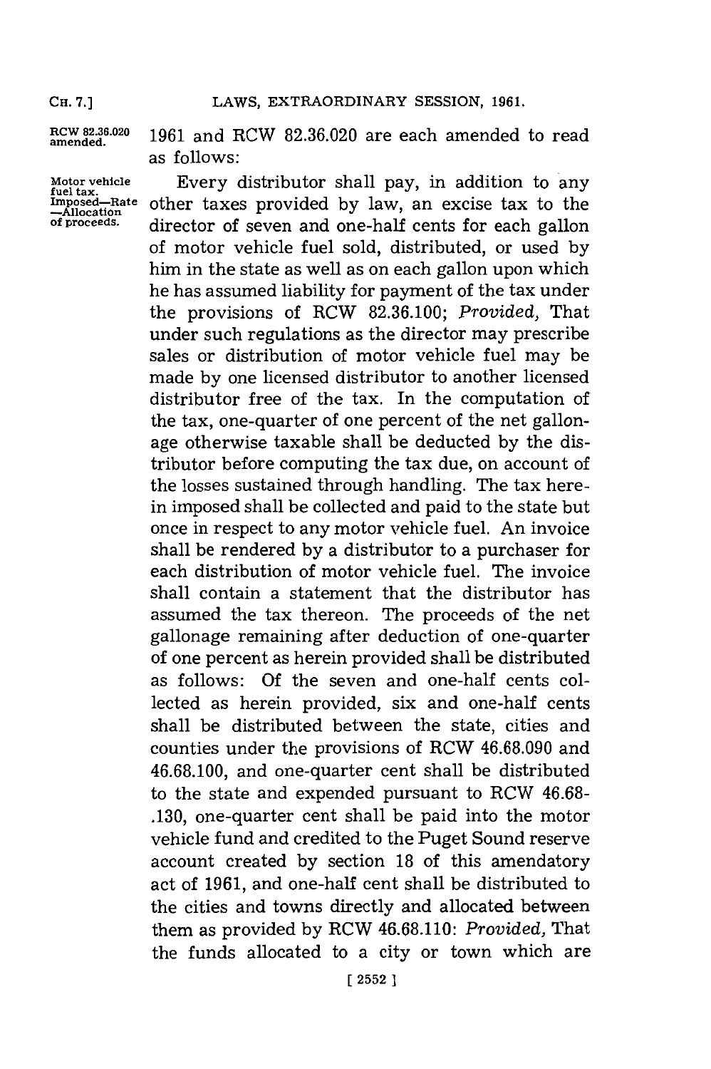RCW 82.36.020 amended.

1961 and RCW 82.36.020 are each amended to read as follows:

Motor vehicle fuel tax. Imposed—Rate—Allocation of proceeds.

Every distributor shall pay, in addition to any other taxes provided by law, an excise tax to the director of seven and one-half cents for each gallon of motor vehicle fuel sold, distributed, or used by him in the state as well as on each gallon upon which he has assumed liability for payment of the tax under the provisions of RCW 82.36.100; *Provided,* That under such regulations as the director may prescribe sales or distribution of motor vehicle fuel may be made by one licensed distributor to another licensed distributor free of the tax. In the computation of the tax, one-quarter of one percent of the net gallonage otherwise taxable shall be deducted by the distributor before computing the tax due, on account of the losses sustained through handling. The tax herein imposed shall be collected and paid to the state but once in respect to any motor vehicle fuel. An invoice shall be rendered by a distributor to a purchaser for each distribution of motor vehicle fuel. The invoice shall contain a statement that the distributor has assumed the tax thereon. The proceeds of the net gallonage remaining after deduction of one-quarter of one percent as herein provided shall be distributed as follows: Of the seven and one-half cents collected as herein provided, six and one-half cents shall be distributed between the state, cities and counties under the provisions of RCW 46.68.090 and 46.68.100, and one-quarter cent shall be distributed to the state and expended pursuant to RCW 46.68-.130, one-quarter cent shall be paid into the motor vehicle fund and credited to the Puget Sound reserve account created by section 18 of this amendatory act of 1961, and one-half cent shall be distributed to the cities and towns directly and allocated between them as provided by RCW 46.68.110: *Provided,* That the funds allocated to a city or town which are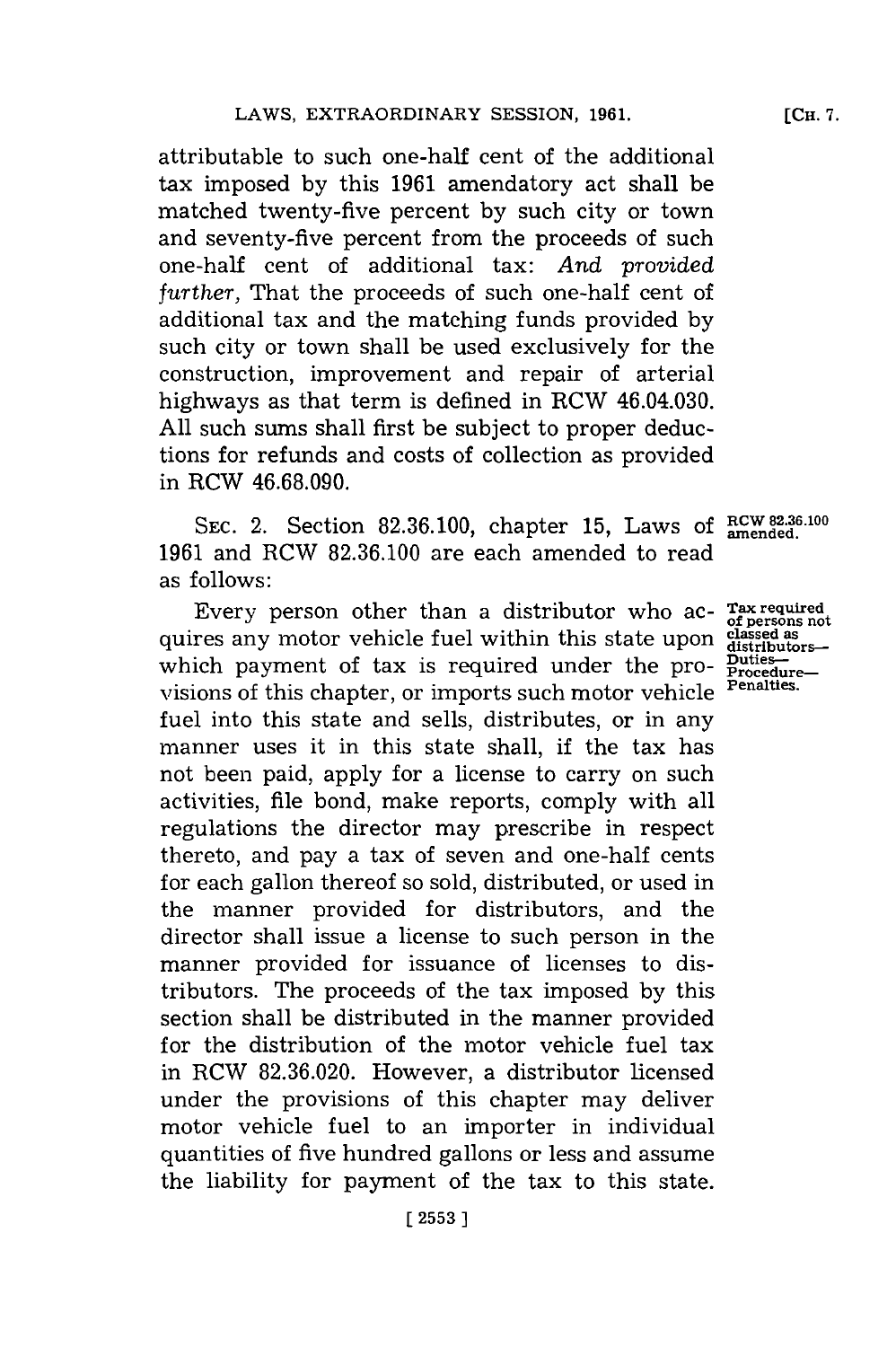attributable to such one-half cent of the additional tax imposed by this 1961 amendatory act shall be matched twenty-five percent by such city or town and seventy-five percent from the proceeds of such one-half cent of additional tax: *And provided further,* That the proceeds of such one-half cent of additional tax and the matching funds provided by such city or town shall be used exclusively for the construction, improvement and repair of arterial highways as that term is defined in RCW 46.04.030. All such sums shall first be subject to proper deductions for refunds and costs of collection as provided in RCW 46.68.090.

RCW 82.36.100 amended.

SEC. 2. Section 82.36.100, chapter 15, Laws of 1961 and RCW 82.36.100 are each amended to read as follows:

Tax required of persons not classed as distributors—Duties—Procedure—Penalties.

Every person other than a distributor who acquires any motor vehicle fuel within this state upon which payment of tax is required under the provisions of this chapter, or imports such motor vehicle fuel into this state and sells, distributes, or in any manner uses it in this state shall, if the tax has not been paid, apply for a license to carry on such activities, file bond, make reports, comply with all regulations the director may prescribe in respect thereto, and pay a tax of seven and one-half cents for each gallon thereof so sold, distributed, or used in the manner provided for distributors, and the director shall issue a license to such person in the manner provided for issuance of licenses to distributors. The proceeds of the tax imposed by this section shall be distributed in the manner provided for the distribution of the motor vehicle fuel tax in RCW 82.36.020. However, a distributor licensed under the provisions of this chapter may deliver motor vehicle fuel to an importer in individual quantities of five hundred gallons or less and assume the liability for payment of the tax to this state.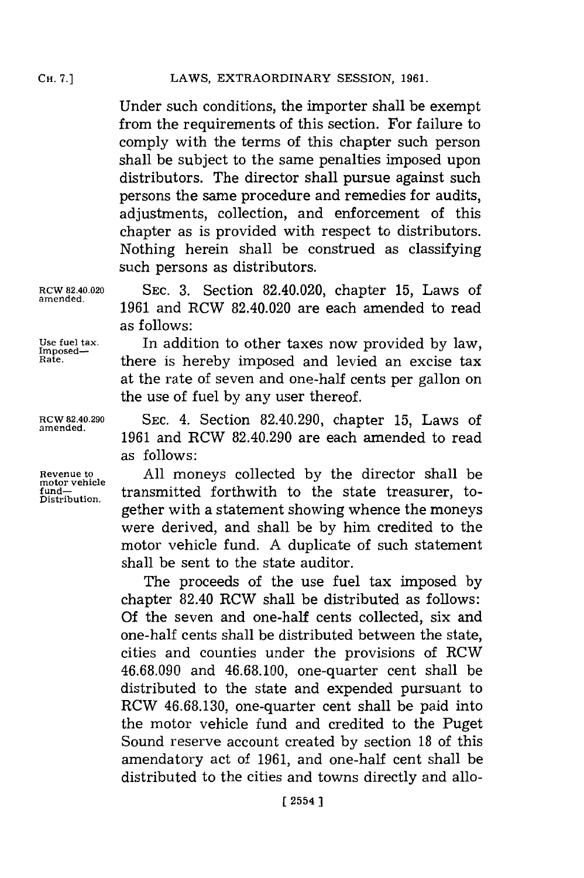Under such conditions, the importer shall be exempt from the requirements of this section. For failure to comply with the terms of this chapter such person shall be subject to the same penalties imposed upon distributors. The director shall pursue against such persons the same procedure and remedies for audits, adjustments, collection, and enforcement of this chapter as is provided with respect to distributors. Nothing herein shall be construed as classifying such persons as distributors.

RCW 82.40.020 amended.

SEC. 3. Section 82.40.020, chapter 15, Laws of 1961 and RCW 82.40.020 are each amended to read as follows:

Use fuel tax. Imposed—Rate.

In addition to other taxes now provided by law, there is hereby imposed and levied an excise tax at the rate of seven and one-half cents per gallon on the use of fuel by any user thereof.

RCW 82.40.290 amended.

SEC. 4. Section 82.40.290, chapter 15, Laws of 1961 and RCW 82.40.290 are each amended to read as follows:

Revenue to motor vehicle fund—Distribution.

All moneys collected by the director shall be transmitted forthwith to the state treasurer, together with a statement showing whence the moneys were derived, and shall be by him credited to the motor vehicle fund. A duplicate of such statement shall be sent to the state auditor.

The proceeds of the use fuel tax imposed by chapter 82.40 RCW shall be distributed as follows: Of the seven and one-half cents collected, six and one-half cents shall be distributed between the state, cities and counties under the provisions of RCW 46.68.090 and 46.68.100, one-quarter cent shall be distributed to the state and expended pursuant to RCW 46.68.130, one-quarter cent shall be paid into the motor vehicle fund and credited to the Puget Sound reserve account created by section 18 of this amendatory act of 1961, and one-half cent shall be distributed to the cities and towns directly and allo-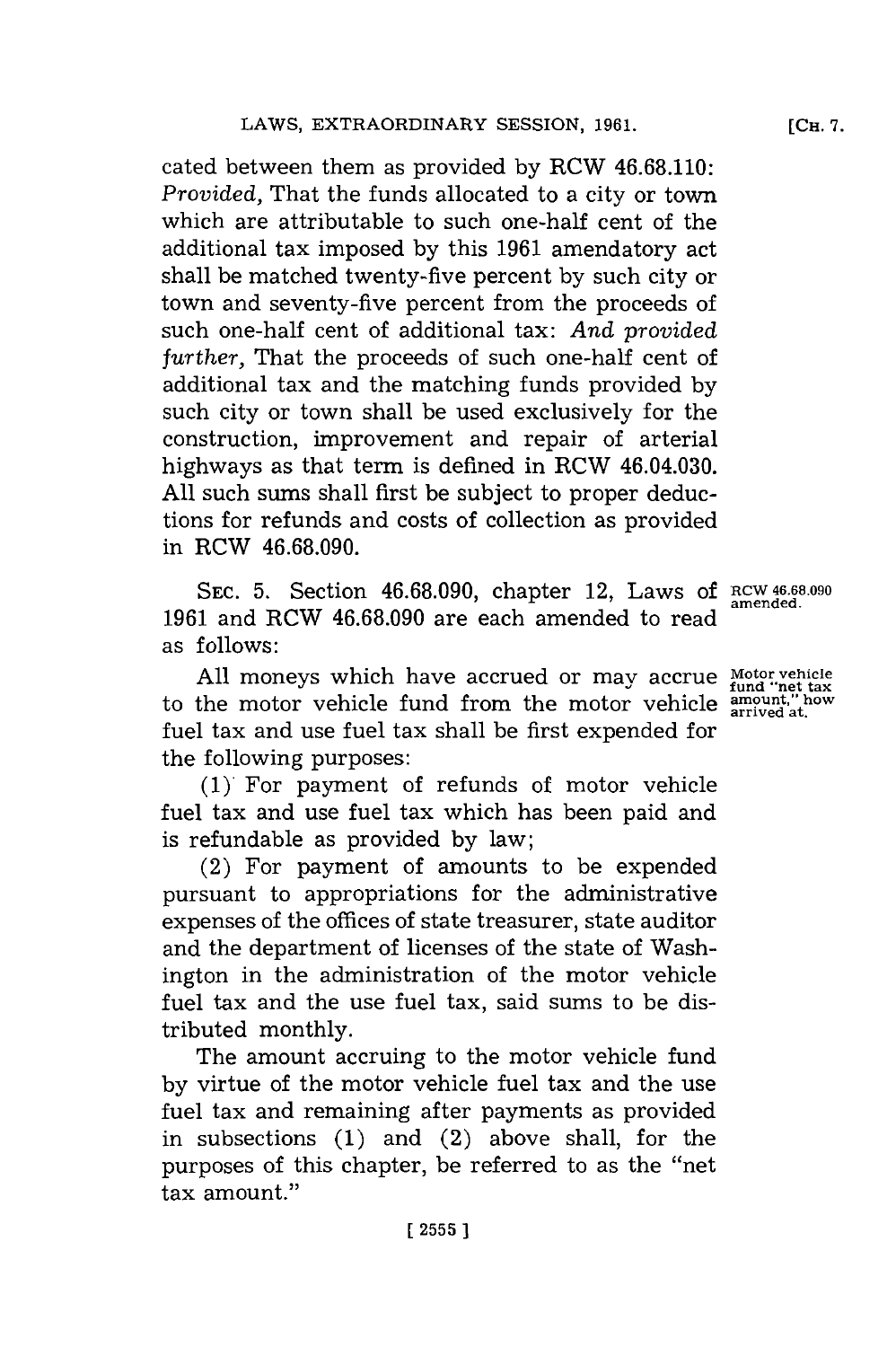cated between them as provided by RCW 46.68.110: *Provided,* That the funds allocated to a city or town which are attributable to such one-half cent of the additional tax imposed by this 1961 amendatory act shall be matched twenty-five percent by such city or town and seventy-five percent from the proceeds of such one-half cent of additional tax: *And provided further,* That the proceeds of such one-half cent of additional tax and the matching funds provided by such city or town shall be used exclusively for the construction, improvement and repair of arterial highways as that term is defined in RCW 46.04.030. All such sums shall first be subject to proper deductions for refunds and costs of collection as provided in RCW 46.68.090.

SEC. 5. Section 46.68.090, chapter 12, Laws of 1961 and RCW 46.68.090 are each amended to read as follows:

RCW 46.68.090 amended.

Motor vehicle fund "net tax amount," how arrived at.

All moneys which have accrued or may accrue to the motor vehicle fund from the motor vehicle fuel tax and use fuel tax shall be first expended for the following purposes:

(1) For payment of refunds of motor vehicle fuel tax and use fuel tax which has been paid and is refundable as provided by law;

(2) For payment of amounts to be expended pursuant to appropriations for the administrative expenses of the offices of state treasurer, state auditor and the department of licenses of the state of Washington in the administration of the motor vehicle fuel tax and the use fuel tax, said sums to be distributed monthly.

The amount accruing to the motor vehicle fund by virtue of the motor vehicle fuel tax and the use fuel tax and remaining after payments as provided in subsections (1) and (2) above shall, for the purposes of this chapter, be referred to as the "net tax amount."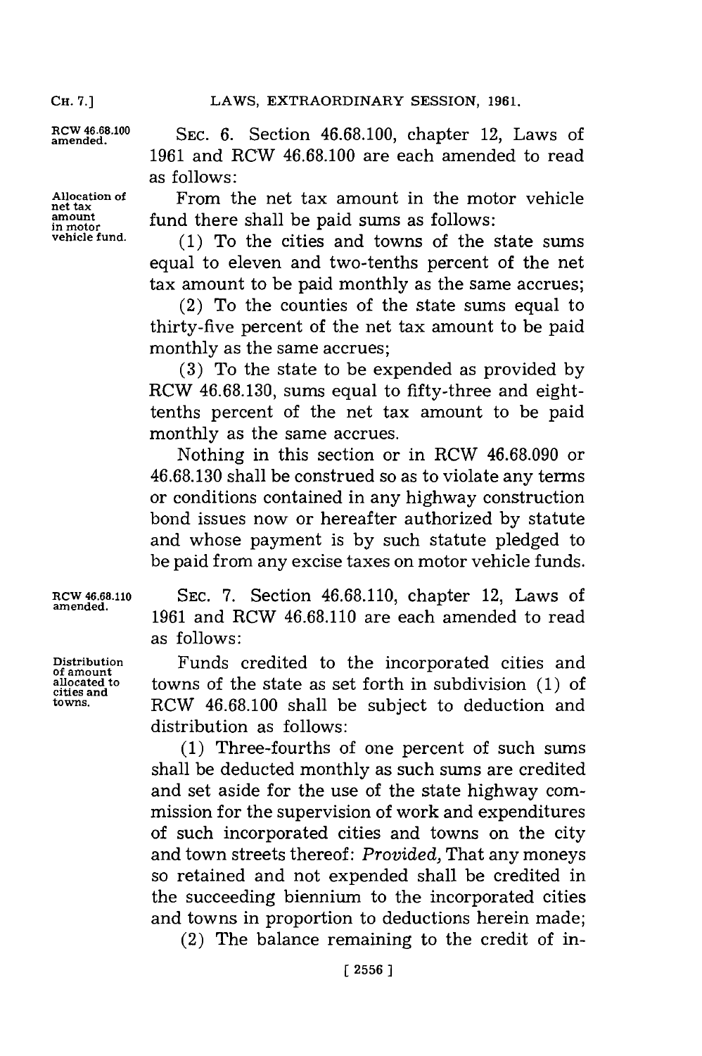RCW 46.68.100 amended.

SEC. 6. Section 46.68.100, chapter 12, Laws of 1961 and RCW 46.68.100 are each amended to read as follows:

Allocation of net tax amount in motor vehicle fund.

From the net tax amount in the motor vehicle fund there shall be paid sums as follows:

(1) To the cities and towns of the state sums equal to eleven and two-tenths percent of the net tax amount to be paid monthly as the same accrues;

(2) To the counties of the state sums equal to thirty-five percent of the net tax amount to be paid monthly as the same accrues;

(3) To the state to be expended as provided by RCW 46.68.130, sums equal to fifty-three and eight-tenths percent of the net tax amount to be paid monthly as the same accrues.

Nothing in this section or in RCW 46.68.090 or 46.68.130 shall be construed so as to violate any terms or conditions contained in any highway construction bond issues now or hereafter authorized by statute and whose payment is by such statute pledged to be paid from any excise taxes on motor vehicle funds.

RCW 46.68.110 amended.

SEC. 7. Section 46.68.110, chapter 12, Laws of 1961 and RCW 46.68.110 are each amended to read as follows:

Distribution of amount allocated to cities and towns.

Funds credited to the incorporated cities and towns of the state as set forth in subdivision (1) of RCW 46.68.100 shall be subject to deduction and distribution as follows:

(1) Three-fourths of one percent of such sums shall be deducted monthly as such sums are credited and set aside for the use of the state highway commission for the supervision of work and expenditures of such incorporated cities and towns on the city and town streets thereof: *Provided,* That any moneys so retained and not expended shall be credited in the succeeding biennium to the incorporated cities and towns in proportion to deductions herein made;

(2) The balance remaining to the credit of in-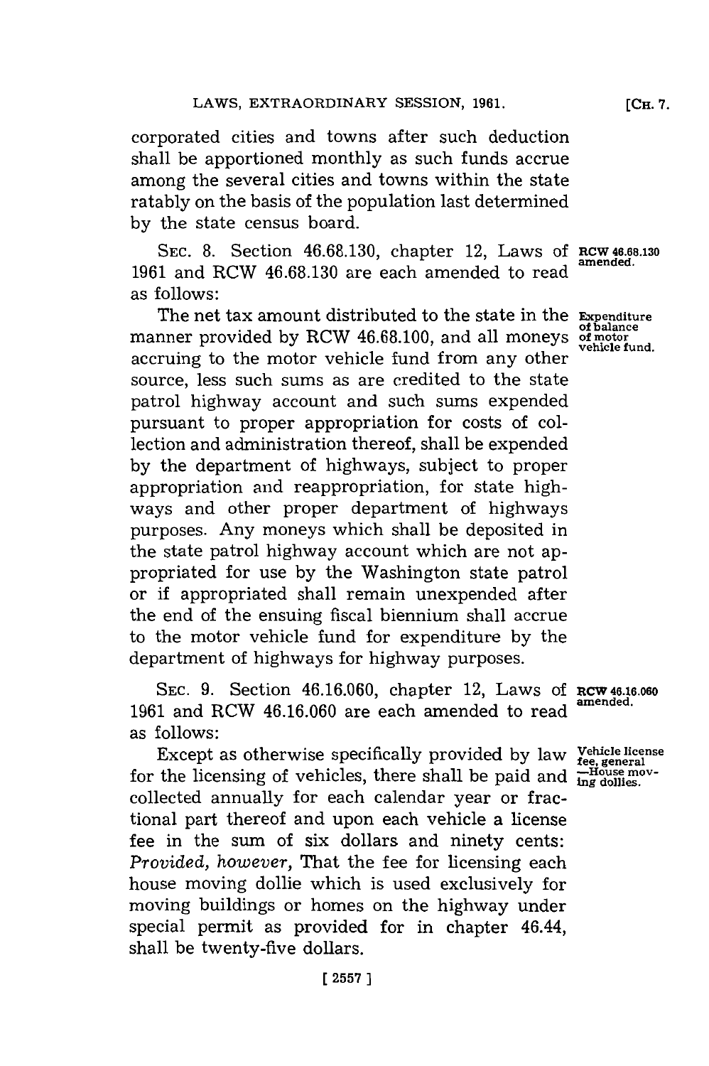corporated cities and towns after such deduction shall be apportioned monthly as such funds accrue among the several cities and towns within the state ratably on the basis of the population last determined by the state census board.

SEC. 8. Section 46.68.130, chapter 12, Laws of 1961 and RCW 46.68.130 are each amended to read as follows:

**RCW 46.68.130 amended.**

**Expenditure of balance of motor vehicle fund.**

The net tax amount distributed to the state in the manner provided by RCW 46.68.100, and all moneys accruing to the motor vehicle fund from any other source, less such sums as are credited to the state patrol highway account and such sums expended pursuant to proper appropriation for costs of collection and administration thereof, shall be expended by the department of highways, subject to proper appropriation and reappropriation, for state highways and other proper department of highways purposes. Any moneys which shall be deposited in the state patrol highway account which are not appropriated for use by the Washington state patrol or if appropriated shall remain unexpended after the end of the ensuing fiscal biennium shall accrue to the motor vehicle fund for expenditure by the department of highways for highway purposes.

SEC. 9. Section 46.16.060, chapter 12, Laws of 1961 and RCW 46.16.060 are each amended to read as follows:

**RCW 46.16.060 amended.**

**Vehicle license fee, general —House moving dollies.**

Except as otherwise specifically provided by law for the licensing of vehicles, there shall be paid and collected annually for each calendar year or fractional part thereof and upon each vehicle a license fee in the sum of six dollars and ninety cents: *Provided, however,* That the fee for licensing each house moving dollie which is used exclusively for moving buildings or homes on the highway under special permit as provided for in chapter 46.44, shall be twenty-five dollars.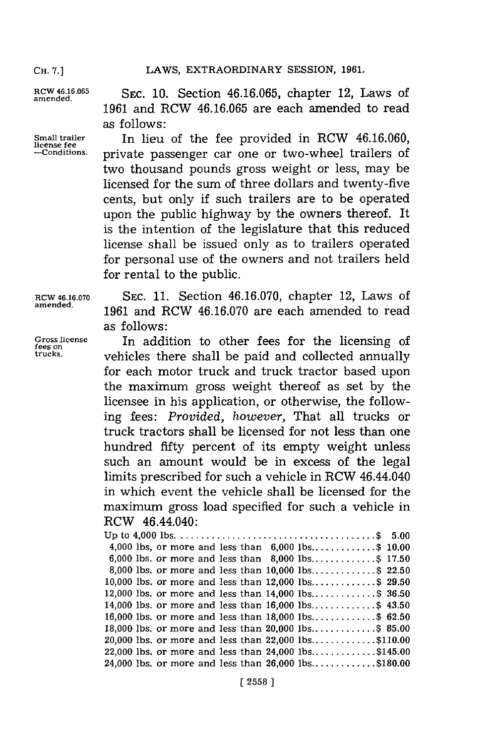RCW 46.16.065 amended.

SEC. 10. Section 46.16.065, chapter 12, Laws of 1961 and RCW 46.16.065 are each amended to read as follows:

Small trailer license fee —Conditions.

In lieu of the fee provided in RCW 46.16.060, private passenger car one or two-wheel trailers of two thousand pounds gross weight or less, may be licensed for the sum of three dollars and twenty-five cents, but only if such trailers are to be operated upon the public highway by the owners thereof. It is the intention of the legislature that this reduced license shall be issued only as to trailers operated for personal use of the owners and not trailers held for rental to the public.

RCW 46.16.070 amended.

SEC. 11. Section 46.16.070, chapter 12, Laws of 1961 and RCW 46.16.070 are each amended to read as follows:

Gross license fees on trucks.

In addition to other fees for the licensing of vehicles there shall be paid and collected annually for each motor truck and truck tractor based upon the maximum gross weight thereof as set by the licensee in his application, or otherwise, the following fees: *Provided, however,* That all trucks or truck tractors shall be licensed for not less than one hundred fifty percent of its empty weight unless such an amount would be in excess of the legal limits prescribed for such a vehicle in RCW 46.44.040 in which event the vehicle shall be licensed for the maximum gross load specified for such a vehicle in RCW 46.44.040:

| | |
|---|---|
| Up to 4,000 lbs. | $ 5.00 |
| 4,000 lbs, or more and less than 6,000 lbs. | $ 10.00 |
| 6,000 lbs. or more and less than 8,000 lbs. | $ 17.50 |
| 8,000 lbs. or more and less than 10,000 lbs. | $ 22.50 |
| 10,000 lbs. or more and less than 12,000 lbs. | $ 29.50 |
| 12,000 lbs. or more and less than 14,000 lbs. | $ 36.50 |
| 14,000 lbs. or more and less than 16,000 lbs. | $ 43.50 |
| 16,000 lbs. or more and less than 18,000 lbs. | $ 62.50 |
| 18,000 lbs. or more and less than 20,000 lbs. | $ 85.00 |
| 20,000 lbs. or more and less than 22,000 lbs. | $110.00 |
| 22,000 lbs. or more and less than 24,000 lbs. | $145.00 |
| 24,000 lbs. or more and less than 26,000 lbs. | $180.00 |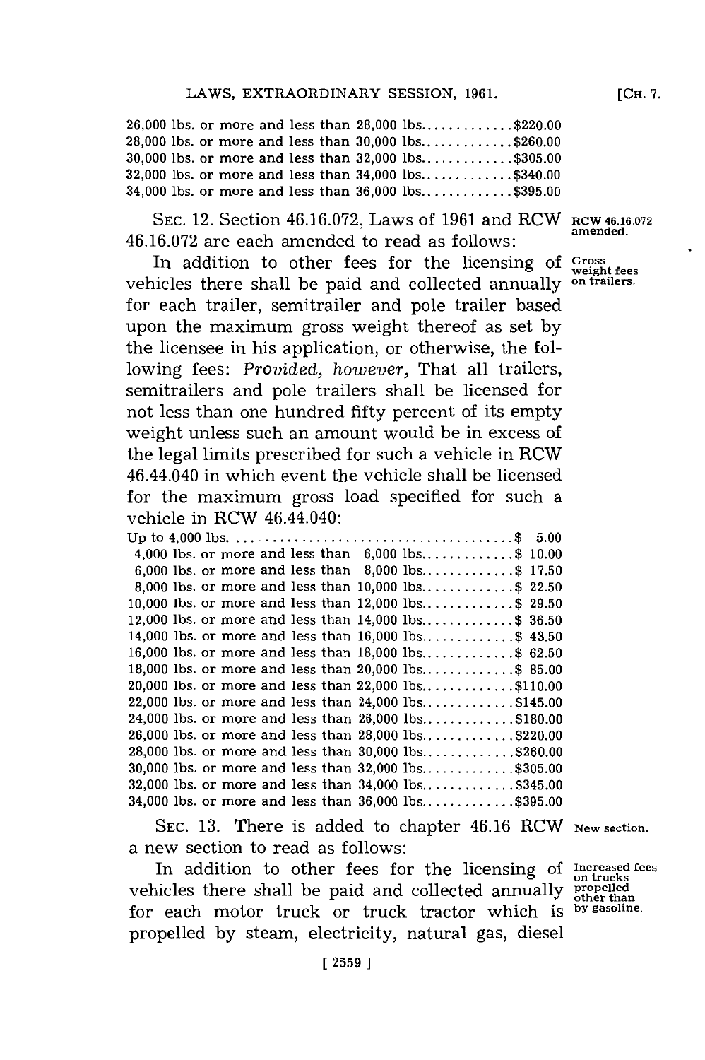26,000 lbs. or more and less than 28,000 lbs.............$220.00
28,000 lbs. or more and less than 30,000 lbs.............$260.00
30,000 lbs. or more and less than 32,000 lbs.............$305.00
32,000 lbs. or more and less than 34,000 lbs.............$340.00
34,000 lbs. or more and less than 36,000 lbs.............$395.00

SEC. 12. Section 46.16.072, Laws of 1961 and RCW 46.16.072 are each amended to read as follows:

*RCW 46.16.072 amended.*

*Gross weight fees on trailers.*

In addition to other fees for the licensing of vehicles there shall be paid and collected annually for each trailer, semitrailer and pole trailer based upon the maximum gross weight thereof as set by the licensee in his application, or otherwise, the following fees: *Provided, however,* That all trailers, semitrailers and pole trailers shall be licensed for not less than one hundred fifty percent of its empty weight unless such an amount would be in excess of the legal limits prescribed for such a vehicle in RCW 46.44.040 in which event the vehicle shall be licensed for the maximum gross load specified for such a vehicle in RCW 46.44.040:

Up to 4,000 lbs. ......................................$ 5.00
4,000 lbs. or more and less than 6,000 lbs.............$ 10.00
6,000 lbs. or more and less than 8,000 lbs.............$ 17.50
8,000 lbs. or more and less than 10,000 lbs.............$ 22.50
10,000 lbs. or more and less than 12,000 lbs.............$ 29.50
12,000 lbs. or more and less than 14,000 lbs.............$ 36.50
14,000 lbs. or more and less than 16,000 lbs.............$ 43.50
16,000 lbs. or more and less than 18,000 lbs.............$ 62.50
18,000 lbs. or more and less than 20,000 lbs.............$ 85.00
20,000 lbs. or more and less than 22,000 lbs.............$110.00
22,000 lbs. or more and less than 24,000 lbs.............$145.00
24,000 lbs. or more and less than 26,000 lbs.............$180.00
26,000 lbs. or more and less than 28,000 lbs.............$220.00
28,000 lbs. or more and less than 30,000 lbs.............$260.00
30,000 lbs. or more and less than 32,000 lbs.............$305.00
32,000 lbs. or more and less than 34,000 lbs.............$345.00
34,000 lbs. or more and less than 36,000 lbs.............$395.00

SEC. 13. There is added to chapter 46.16 RCW a new section to read as follows:

*New section.*

*Increased fees on trucks propelled other than by gasoline.*

In addition to other fees for the licensing of vehicles there shall be paid and collected annually for each motor truck or truck tractor which is propelled by steam, electricity, natural gas, diesel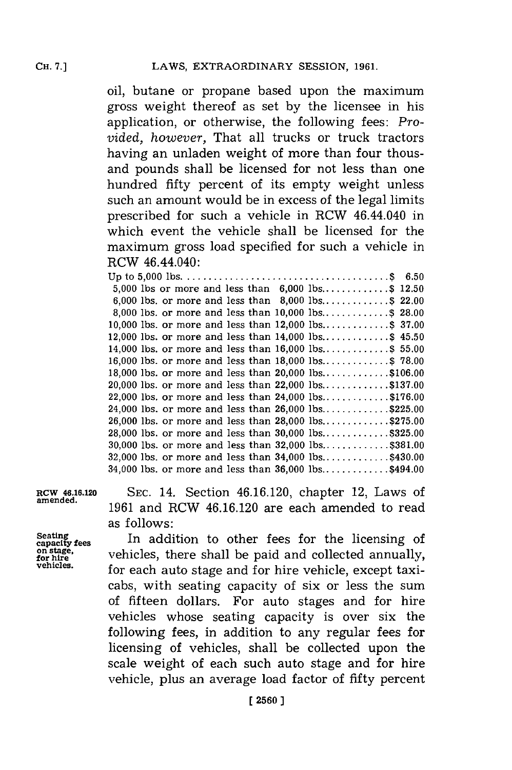oil, butane or propane based upon the maximum gross weight thereof as set by the licensee in his application, or otherwise, the following fees: *Provided, however,* That all trucks or truck tractors having an unladen weight of more than four thousand pounds shall be licensed for not less than one hundred fifty percent of its empty weight unless such an amount would be in excess of the legal limits prescribed for such a vehicle in RCW 46.44.040 in which event the vehicle shall be licensed for the maximum gross load specified for such a vehicle in RCW 46.44.040:

| Weight | Fee |
|---|---|
| Up to 5,000 lbs. | $ 6.50 |
| 5,000 lbs or more and less than 6,000 lbs. | $ 12.50 |
| 6,000 lbs. or more and less than 8,000 lbs. | $ 22.00 |
| 8,000 lbs. or more and less than 10,000 lbs. | $ 28.00 |
| 10,000 lbs. or more and less than 12,000 lbs. | $ 37.00 |
| 12,000 lbs. or more and less than 14,000 lbs. | $ 45.50 |
| 14,000 lbs. or more and less than 16,000 lbs. | $ 55.00 |
| 16,000 lbs. or more and less than 18,000 lbs. | $ 78.00 |
| 18,000 lbs. or more and less than 20,000 lbs. | $106.00 |
| 20,000 lbs. or more and less than 22,000 lbs. | $137.00 |
| 22,000 lbs. or more and less than 24,000 lbs. | $176.00 |
| 24,000 lbs. or more and less than 26,000 lbs. | $225.00 |
| 26,000 lbs. or more and less than 28,000 lbs. | $275.00 |
| 28,000 lbs. or more and less than 30,000 lbs. | $325.00 |
| 30,000 lbs. or more and less than 32,000 lbs. | $381.00 |
| 32,000 lbs. or more and less than 34,000 lbs. | $430.00 |
| 34,000 lbs. or more and less than 36,000 lbs. | $494.00 |

RCW 46.16.120 amended.

SEC. 14. Section 46.16.120, chapter 12, Laws of 1961 and RCW 46.16.120 are each amended to read as follows:

Seating capacity fees on stage, for hire vehicles.

In addition to other fees for the licensing of vehicles, there shall be paid and collected annually, for each auto stage and for hire vehicle, except taxicabs, with seating capacity of six or less the sum of fifteen dollars. For auto stages and for hire vehicles whose seating capacity is over six the following fees, in addition to any regular fees for licensing of vehicles, shall be collected upon the scale weight of each such auto stage and for hire vehicle, plus an average load factor of fifty percent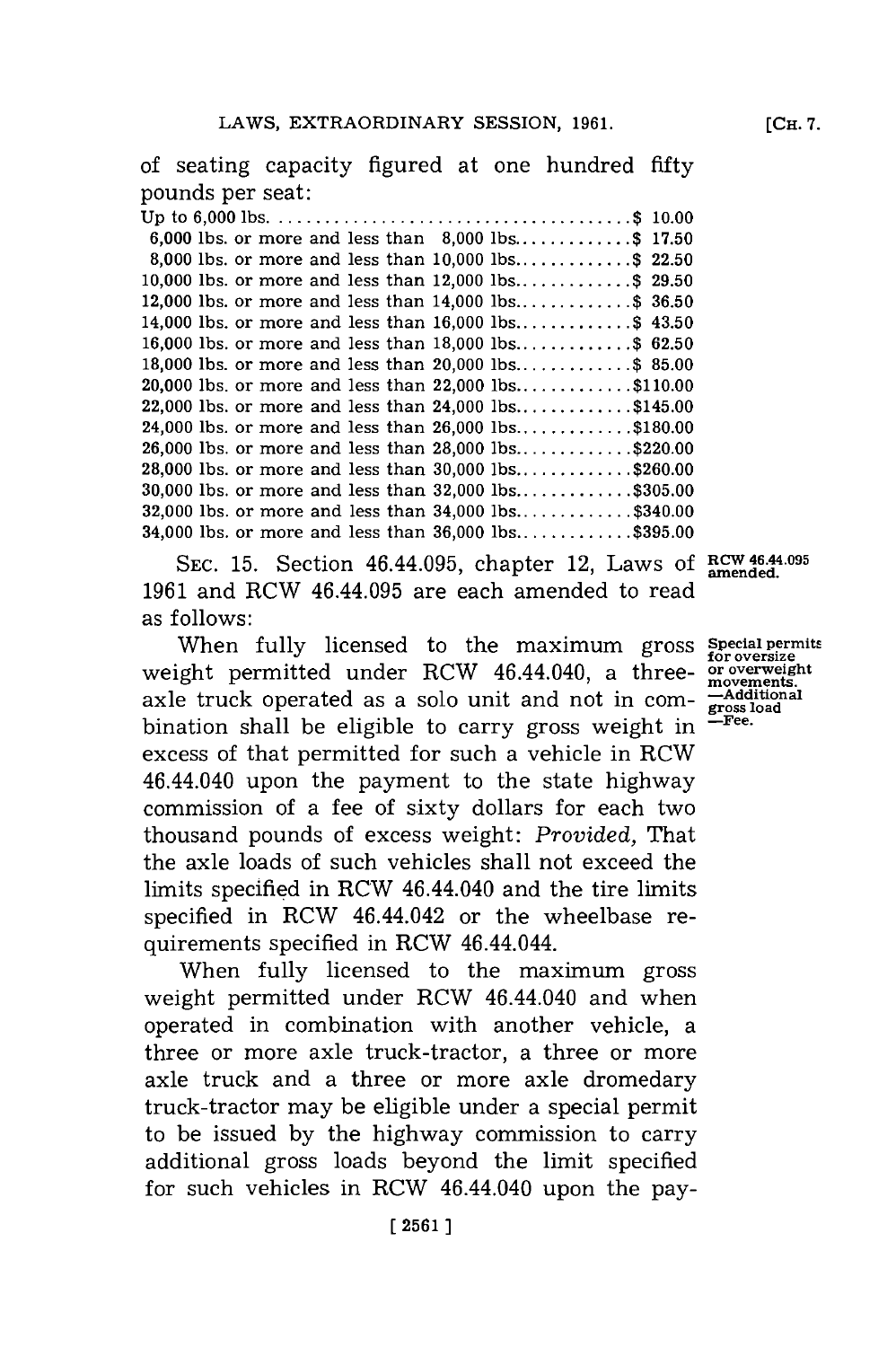of seating capacity figured at one hundred fifty pounds per seat:

| Weight | Fee |
|---|---|
| Up to 6,000 lbs. | $ 10.00 |
| 6,000 lbs. or more and less than 8,000 lbs. | $ 17.50 |
| 8,000 lbs. or more and less than 10,000 lbs. | $ 22.50 |
| 10,000 lbs. or more and less than 12,000 lbs. | $ 29.50 |
| 12,000 lbs. or more and less than 14,000 lbs. | $ 36.50 |
| 14,000 lbs. or more and less than 16,000 lbs. | $ 43.50 |
| 16,000 lbs. or more and less than 18,000 lbs. | $ 62.50 |
| 18,000 lbs. or more and less than 20,000 lbs. | $ 85.00 |
| 20,000 lbs. or more and less than 22,000 lbs. | $110.00 |
| 22,000 lbs. or more and less than 24,000 lbs. | $145.00 |
| 24,000 lbs. or more and less than 26,000 lbs. | $180.00 |
| 26,000 lbs. or more and less than 28,000 lbs. | $220.00 |
| 28,000 lbs. or more and less than 30,000 lbs. | $260.00 |
| 30,000 lbs. or more and less than 32,000 lbs. | $305.00 |
| 32,000 lbs. or more and less than 34,000 lbs. | $340.00 |
| 34,000 lbs. or more and less than 36,000 lbs. | $395.00 |

SEC. 15. Section 46.44.095, chapter 12, Laws of 1961 and RCW 46.44.095 are each amended to read as follows:

RCW 46.44.095 amended.

Special permits for oversize or overweight movements. —Additional gross load —Fee.

When fully licensed to the maximum gross weight permitted under RCW 46.44.040, a three-axle truck operated as a solo unit and not in combination shall be eligible to carry gross weight in excess of that permitted for such a vehicle in RCW 46.44.040 upon the payment to the state highway commission of a fee of sixty dollars for each two thousand pounds of excess weight: *Provided,* That the axle loads of such vehicles shall not exceed the limits specified in RCW 46.44.040 and the tire limits specified in RCW 46.44.042 or the wheelbase requirements specified in RCW 46.44.044.

When fully licensed to the maximum gross weight permitted under RCW 46.44.040 and when operated in combination with another vehicle, a three or more axle truck-tractor, a three or more axle truck and a three or more axle dromedary truck-tractor may be eligible under a special permit to be issued by the highway commission to carry additional gross loads beyond the limit specified for such vehicles in RCW 46.44.040 upon the pay-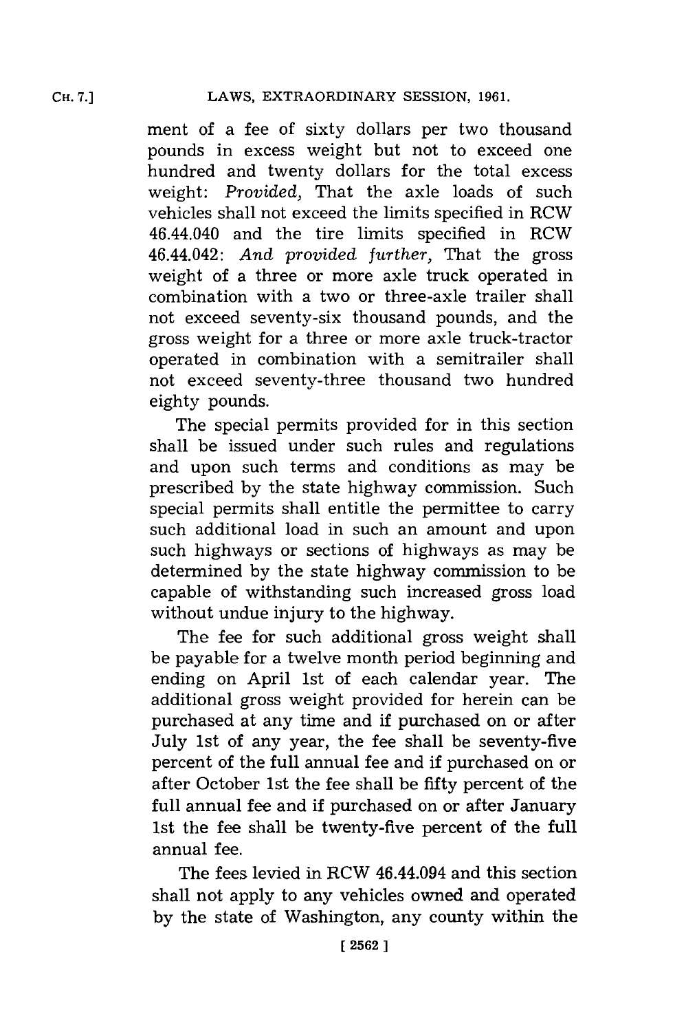ment of a fee of sixty dollars per two thousand pounds in excess weight but not to exceed one hundred and twenty dollars for the total excess weight: *Provided,* That the axle loads of such vehicles shall not exceed the limits specified in RCW 46.44.040 and the tire limits specified in RCW 46.44.042: *And provided further,* That the gross weight of a three or more axle truck operated in combination with a two or three-axle trailer shall not exceed seventy-six thousand pounds, and the gross weight for a three or more axle truck-tractor operated in combination with a semitrailer shall not exceed seventy-three thousand two hundred eighty pounds.

The special permits provided for in this section shall be issued under such rules and regulations and upon such terms and conditions as may be prescribed by the state highway commission. Such special permits shall entitle the permittee to carry such additional load in such an amount and upon such highways or sections of highways as may be determined by the state highway commission to be capable of withstanding such increased gross load without undue injury to the highway.

The fee for such additional gross weight shall be payable for a twelve month period beginning and ending on April 1st of each calendar year. The additional gross weight provided for herein can be purchased at any time and if purchased on or after July 1st of any year, the fee shall be seventy-five percent of the full annual fee and if purchased on or after October 1st the fee shall be fifty percent of the full annual fee and if purchased on or after January 1st the fee shall be twenty-five percent of the full annual fee.

The fees levied in RCW 46.44.094 and this section shall not apply to any vehicles owned and operated by the state of Washington, any county within the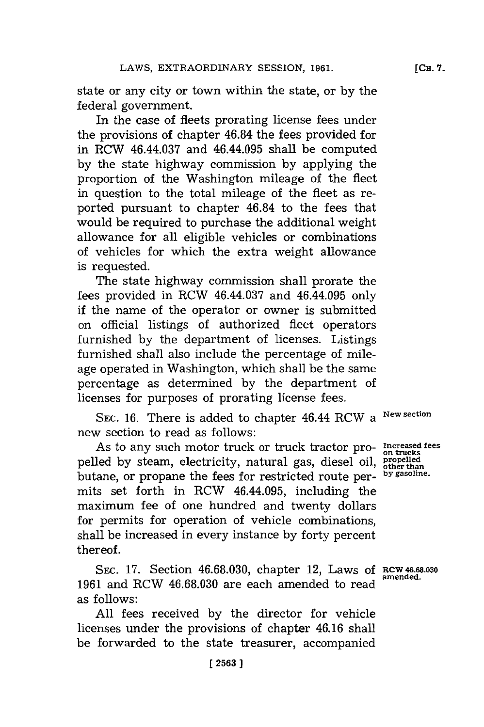state or any city or town within the state, or by the federal government.

In the case of fleets prorating license fees under the provisions of chapter 46.84 the fees provided for in RCW 46.44.037 and 46.44.095 shall be computed by the state highway commission by applying the proportion of the Washington mileage of the fleet in question to the total mileage of the fleet as reported pursuant to chapter 46.84 to the fees that would be required to purchase the additional weight allowance for all eligible vehicles or combinations of vehicles for which the extra weight allowance is requested.

The state highway commission shall prorate the fees provided in RCW 46.44.037 and 46.44.095 only if the name of the operator or owner is submitted on official listings of authorized fleet operators furnished by the department of licenses. Listings furnished shall also include the percentage of mileage operated in Washington, which shall be the same percentage as determined by the department of licenses for purposes of prorating license fees.

SEC. 16. There is added to chapter 46.44 RCW a new section to read as follows: *New section*

As to any such motor truck or truck tractor propelled by steam, electricity, natural gas, diesel oil, butane, or propane the fees for restricted route permits set forth in RCW 46.44.095, including the maximum fee of one hundred and twenty dollars for permits for operation of vehicle combinations, shall be increased in every instance by forty percent thereof. *Increased fees on trucks propelled other than by gasoline.*

SEC. 17. Section 46.68.030, chapter 12, Laws of 1961 and RCW 46.68.030 are each amended to read as follows: *RCW 46.68.030 amended.*

All fees received by the director for vehicle licenses under the provisions of chapter 46.16 shall be forwarded to the state treasurer, accompanied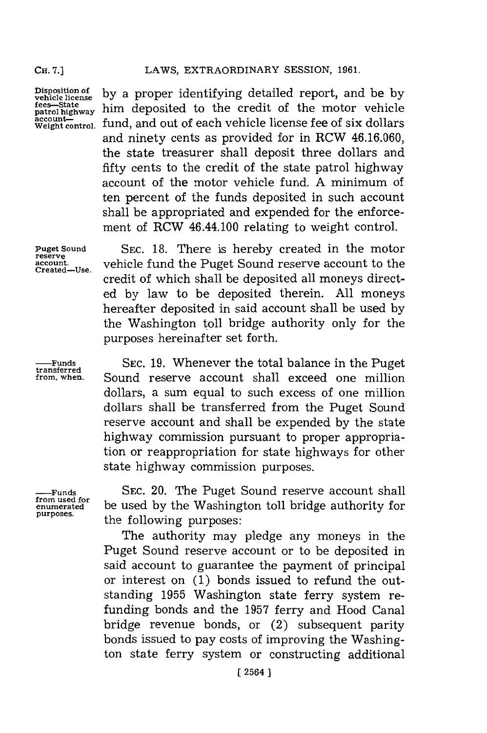by a proper identifying detailed report, and be by him deposited to the credit of the motor vehicle fund, and out of each vehicle license fee of six dollars and ninety cents as provided for in RCW 46.16.060, the state treasurer shall deposit three dollars and fifty cents to the credit of the state patrol highway account of the motor vehicle fund. A minimum of ten percent of the funds deposited in such account shall be appropriated and expended for the enforcement of RCW 46.44.100 relating to weight control.

Disposition of vehicle license fees—State patrol highway account—Weight control.

Puget Sound reserve account. Created—Use.

SEC. 18. There is hereby created in the motor vehicle fund the Puget Sound reserve account to the credit of which shall be deposited all moneys directed by law to be deposited therein. All moneys hereafter deposited in said account shall be used by the Washington toll bridge authority only for the purposes hereinafter set forth.

—Funds transferred from, when.

SEC. 19. Whenever the total balance in the Puget Sound reserve account shall exceed one million dollars, a sum equal to such excess of one million dollars shall be transferred from the Puget Sound reserve account and shall be expended by the state highway commission pursuant to proper appropriation or reappropriation for state highways for other state highway commission purposes.

—Funds from used for enumerated purposes.

SEC. 20. The Puget Sound reserve account shall be used by the Washington toll bridge authority for the following purposes:

The authority may pledge any moneys in the Puget Sound reserve account or to be deposited in said account to guarantee the payment of principal or interest on (1) bonds issued to refund the outstanding 1955 Washington state ferry system refunding bonds and the 1957 ferry and Hood Canal bridge revenue bonds, or (2) subsequent parity bonds issued to pay costs of improving the Washington state ferry system or constructing additional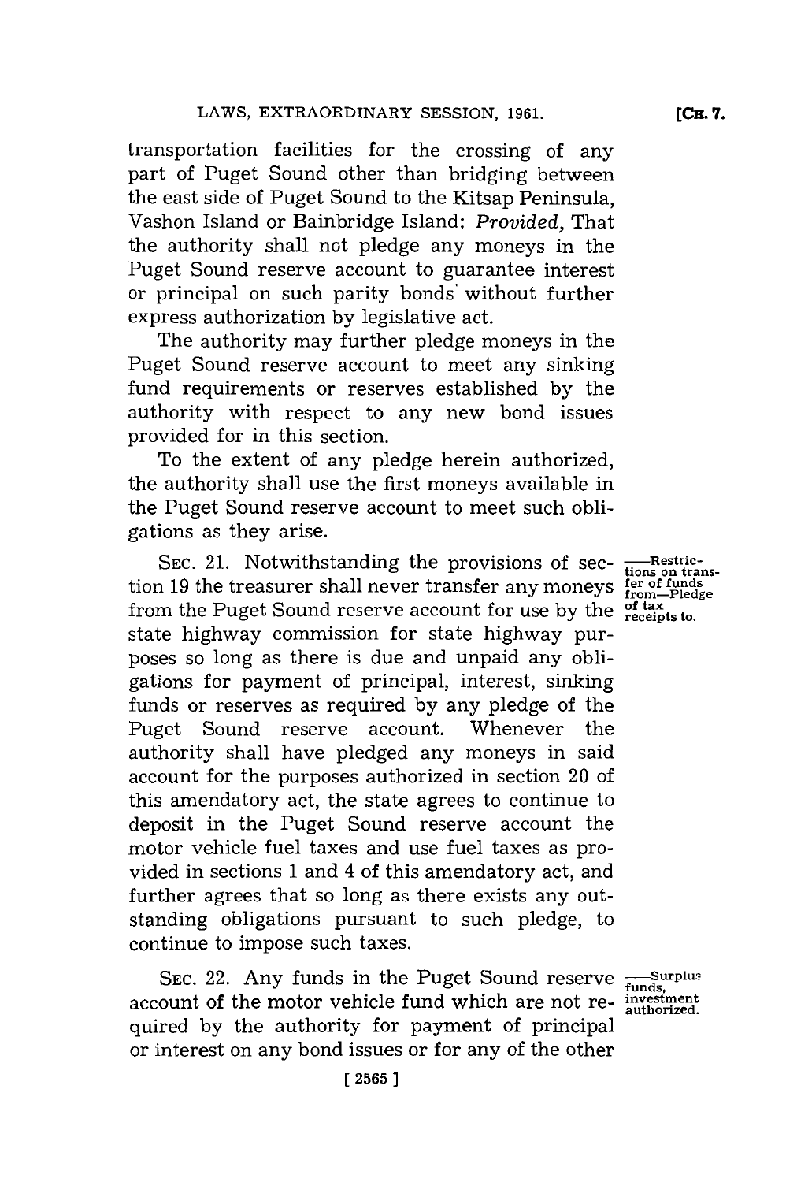transportation facilities for the crossing of any part of Puget Sound other than bridging between the east side of Puget Sound to the Kitsap Peninsula, Vashon Island or Bainbridge Island: *Provided,* That the authority shall not pledge any moneys in the Puget Sound reserve account to guarantee interest or principal on such parity bonds without further express authorization by legislative act.

The authority may further pledge moneys in the Puget Sound reserve account to meet any sinking fund requirements or reserves established by the authority with respect to any new bond issues provided for in this section.

To the extent of any pledge herein authorized, the authority shall use the first moneys available in the Puget Sound reserve account to meet such obligations as they arise.

—Restrictions on transfer of funds from—Pledge of tax receipts to.

SEC. 21. Notwithstanding the provisions of section 19 the treasurer shall never transfer any moneys from the Puget Sound reserve account for use by the state highway commission for state highway purposes so long as there is due and unpaid any obligations for payment of principal, interest, sinking funds or reserves as required by any pledge of the Puget Sound reserve account. Whenever the authority shall have pledged any moneys in said account for the purposes authorized in section 20 of this amendatory act, the state agrees to continue to deposit in the Puget Sound reserve account the motor vehicle fuel taxes and use fuel taxes as provided in sections 1 and 4 of this amendatory act, and further agrees that so long as there exists any outstanding obligations pursuant to such pledge, to continue to impose such taxes.

—Surplus funds, investment authorized.

SEC. 22. Any funds in the Puget Sound reserve account of the motor vehicle fund which are not required by the authority for payment of principal or interest on any bond issues or for any of the other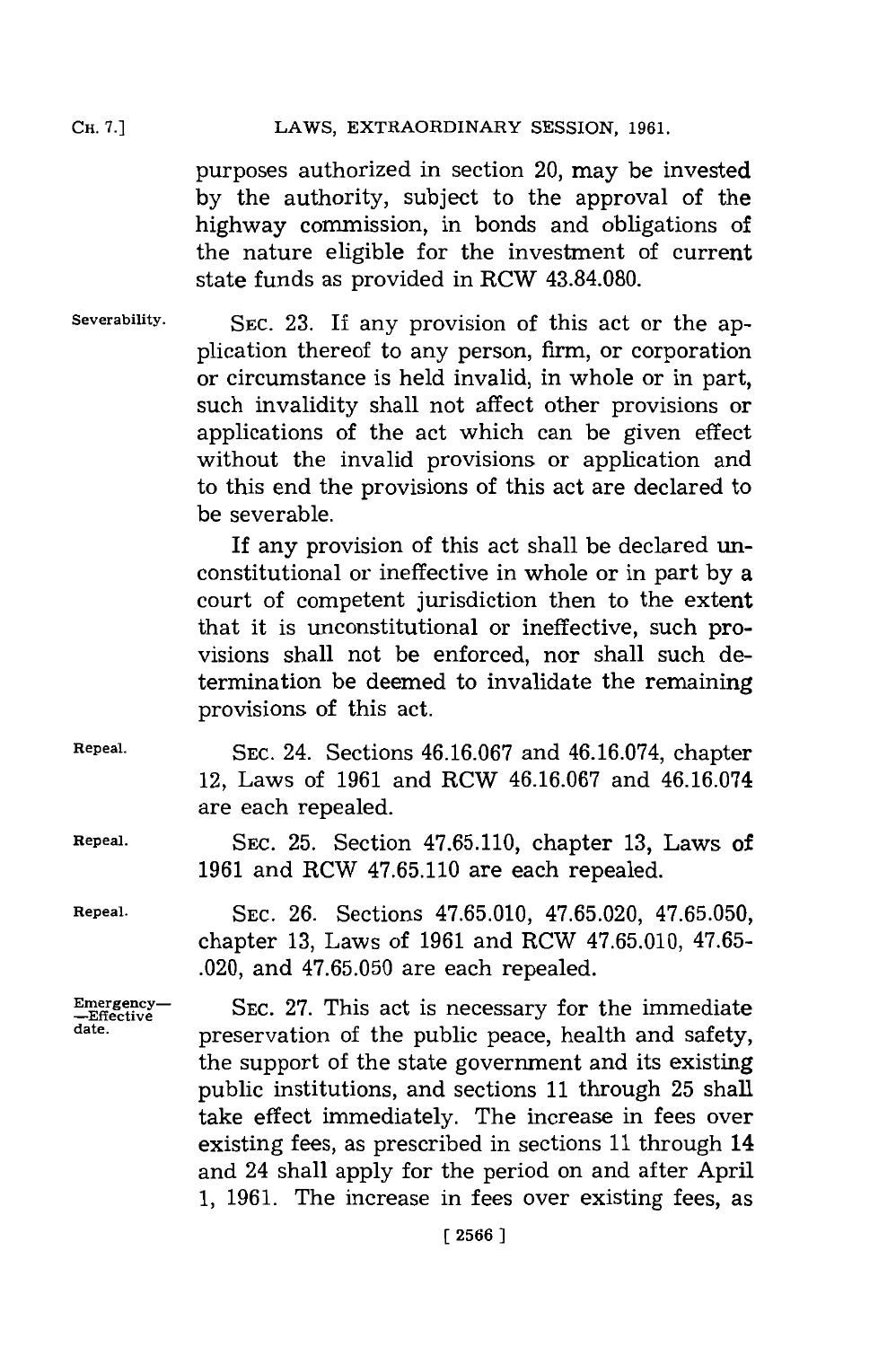purposes authorized in section 20, may be invested by the authority, subject to the approval of the highway commission, in bonds and obligations of the nature eligible for the investment of current state funds as provided in RCW 43.84.080.

Severability. SEC. 23. If any provision of this act or the application thereof to any person, firm, or corporation or circumstance is held invalid, in whole or in part, such invalidity shall not affect other provisions or applications of the act which can be given effect without the invalid provisions or application and to this end the provisions of this act are declared to be severable.

If any provision of this act shall be declared unconstitutional or ineffective in whole or in part by a court of competent jurisdiction then to the extent that it is unconstitutional or ineffective, such provisions shall not be enforced, nor shall such determination be deemed to invalidate the remaining provisions of this act.

Repeal. SEC. 24. Sections 46.16.067 and 46.16.074, chapter 12, Laws of 1961 and RCW 46.16.067 and 46.16.074 are each repealed.

Repeal. SEC. 25. Section 47.65.110, chapter 13, Laws of 1961 and RCW 47.65.110 are each repealed.

Repeal. SEC. 26. Sections 47.65.010, 47.65.020, 47.65.050, chapter 13, Laws of 1961 and RCW 47.65.010, 47.65-.020, and 47.65.050 are each repealed.

Emergency—Effective date. SEC. 27. This act is necessary for the immediate preservation of the public peace, health and safety, the support of the state government and its existing public institutions, and sections 11 through 25 shall take effect immediately. The increase in fees over existing fees, as prescribed in sections 11 through 14 and 24 shall apply for the period on and after April 1, 1961. The increase in fees over existing fees, as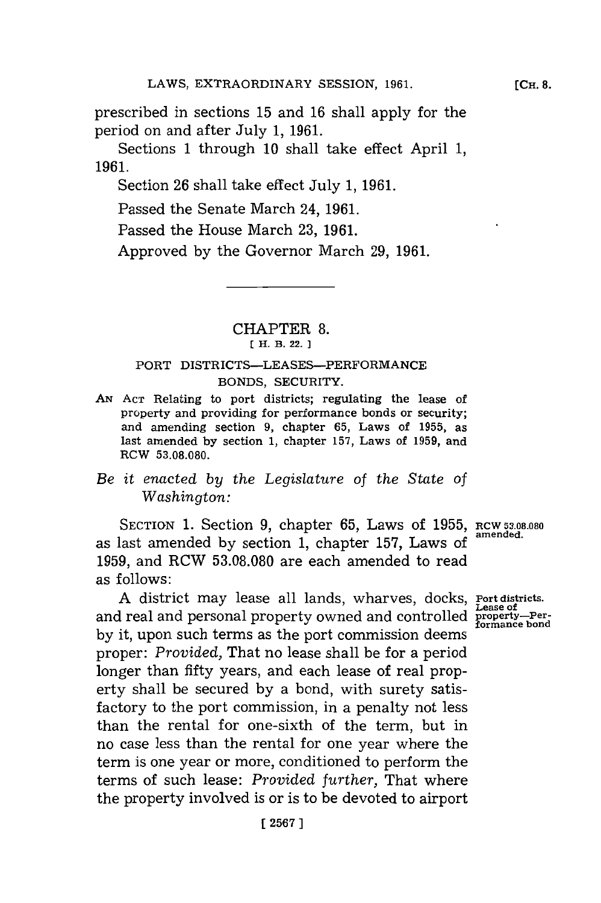prescribed in sections 15 and 16 shall apply for the period on and after July 1, 1961.

Sections 1 through 10 shall take effect April 1, 1961.

Section 26 shall take effect July 1, 1961.

Passed the Senate March 24, 1961.

Passed the House March 23, 1961.

Approved by the Governor March 29, 1961.

---

## CHAPTER 8.

[ H. B. 22. ]

### PORT DISTRICTS—LEASES—PERFORMANCE BONDS, SECURITY.

AN ACT Relating to port districts; regulating the lease of property and providing for performance bonds or security; and amending section 9, chapter 65, Laws of 1955, as last amended by section 1, chapter 157, Laws of 1959, and RCW 53.08.080.

*Be it enacted by the Legislature of the State of Washington:*

SECTION 1. Section 9, chapter 65, Laws of 1955, as last amended by section 1, chapter 157, Laws of 1959, and RCW 53.08.080 are each amended to read as follows:

RCW 53.08.080 amended.

A district may lease all lands, wharves, docks, and real and personal property owned and controlled by it, upon such terms as the port commission deems proper: *Provided,* That no lease shall be for a period longer than fifty years, and each lease of real property shall be secured by a bond, with surety satisfactory to the port commission, in a penalty not less than the rental for one-sixth of the term, but in no case less than the rental for one year where the term is one year or more, conditioned to perform the terms of such lease: *Provided further,* That where the property involved is or is to be devoted to airport

Port districts. Lease of property—Performance bond